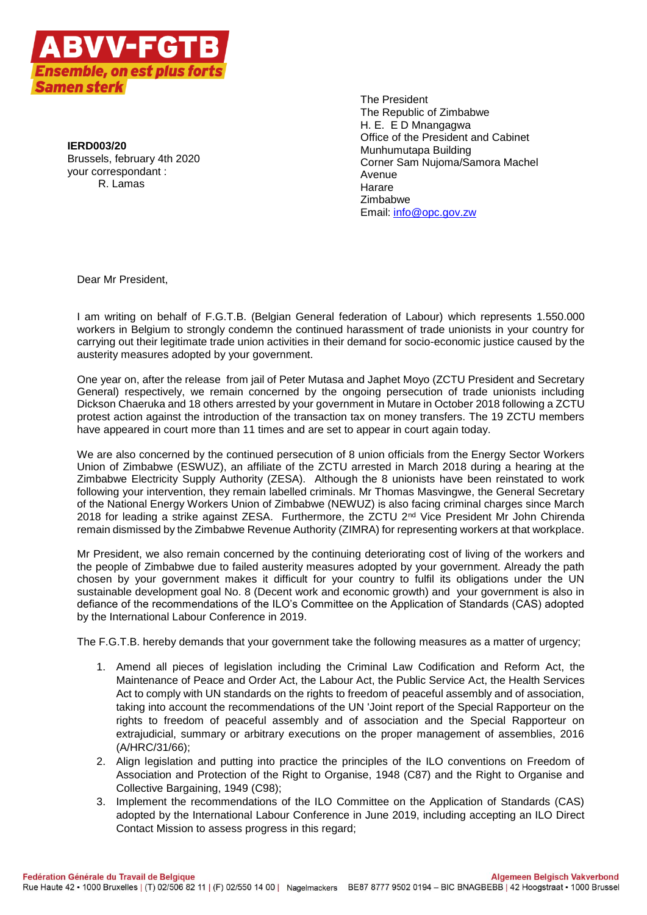ABVV-FGTB

*Ensemble, on est plus forts*
*Samen sterk*

**IERD003/20**
Brussels, february 4th 2020
your correspondant :
R. Lamas

The President
The Republic of Zimbabwe
H. E. E D Mnangagwa
Office of the President and Cabinet
Munhumutapa Building
Corner Sam Nujoma/Samora Machel Avenue
Harare
Zimbabwe
Email: info@opc.gov.zw

Dear Mr President,

I am writing on behalf of F.G.T.B. (Belgian General federation of Labour) which represents 1.550.000 workers in Belgium to strongly condemn the continued harassment of trade unionists in your country for carrying out their legitimate trade union activities in their demand for socio-economic justice caused by the austerity measures adopted by your government.

One year on, after the release from jail of Peter Mutasa and Japhet Moyo (ZCTU President and Secretary General) respectively, we remain concerned by the ongoing persecution of trade unionists including Dickson Chaeruka and 18 others arrested by your government in Mutare in October 2018 following a ZCTU protest action against the introduction of the transaction tax on money transfers. The 19 ZCTU members have appeared in court more than 11 times and are set to appear in court again today.

We are also concerned by the continued persecution of 8 union officials from the Energy Sector Workers Union of Zimbabwe (ESWUZ), an affiliate of the ZCTU arrested in March 2018 during a hearing at the Zimbabwe Electricity Supply Authority (ZESA). Although the 8 unionists have been reinstated to work following your intervention, they remain labelled criminals. Mr Thomas Masvingwe, the General Secretary of the National Energy Workers Union of Zimbabwe (NEWUZ) is also facing criminal charges since March 2018 for leading a strike against ZESA. Furthermore, the ZCTU 2nd Vice President Mr John Chirenda remain dismissed by the Zimbabwe Revenue Authority (ZIMRA) for representing workers at that workplace.

Mr President, we also remain concerned by the continuing deteriorating cost of living of the workers and the people of Zimbabwe due to failed austerity measures adopted by your government. Already the path chosen by your government makes it difficult for your country to fulfil its obligations under the UN sustainable development goal No. 8 (Decent work and economic growth) and your government is also in defiance of the recommendations of the ILO's Committee on the Application of Standards (CAS) adopted by the International Labour Conference in 2019.

The F.G.T.B. hereby demands that your government take the following measures as a matter of urgency;

1. Amend all pieces of legislation including the Criminal Law Codification and Reform Act, the Maintenance of Peace and Order Act, the Labour Act, the Public Service Act, the Health Services Act to comply with UN standards on the rights to freedom of peaceful assembly and of association, taking into account the recommendations of the UN 'Joint report of the Special Rapporteur on the rights to freedom of peaceful assembly and of association and the Special Rapporteur on extrajudicial, summary or arbitrary executions on the proper management of assemblies, 2016 (A/HRC/31/66);
2. Align legislation and putting into practice the principles of the ILO conventions on Freedom of Association and Protection of the Right to Organise, 1948 (C87) and the Right to Organise and Collective Bargaining, 1949 (C98);
3. Implement the recommendations of the ILO Committee on the Application of Standards (CAS) adopted by the International Labour Conference in June 2019, including accepting an ILO Direct Contact Mission to assess progress in this regard;

Fedération Générale du Travail de Belgique — Algemeen Belgisch Vakverbond
Rue Haute 42 • 1000 Bruxelles | (T) 02/506 82 11 | (F) 02/550 14 00 | Nagelmackers BE87 8777 9502 0194 – BIC BNAGBEBB | 42 Hoogstraat • 1000 Brussel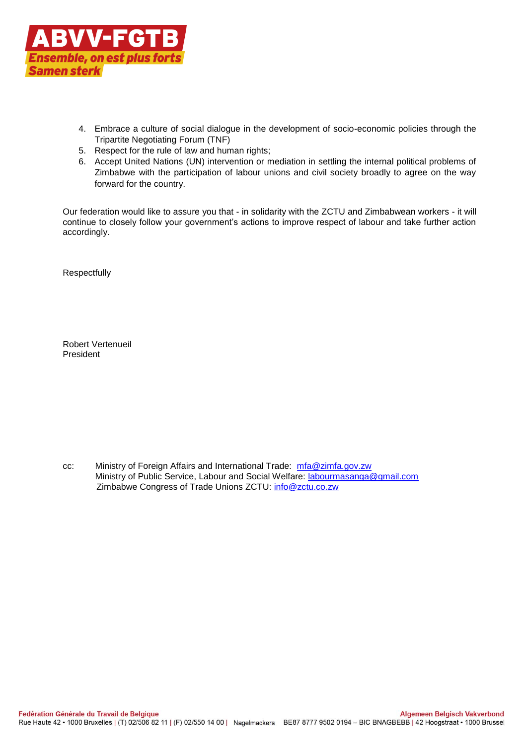4. Embrace a culture of social dialogue in the development of socio-economic policies through the Tripartite Negotiating Forum (TNF)
5. Respect for the rule of law and human rights;
6. Accept United Nations (UN) intervention or mediation in settling the internal political problems of Zimbabwe with the participation of labour unions and civil society broadly to agree on the way forward for the country.

Our federation would like to assure you that - in solidarity with the ZCTU and Zimbabwean workers - it will continue to closely follow your government's actions to improve respect of labour and take further action accordingly.

Respectfully

Robert Vertenueil
President

cc: Ministry of Foreign Affairs and International Trade: mfa@zimfa.gov.zw
Ministry of Public Service, Labour and Social Welfare: labourmasanga@gmail.com
Zimbabwe Congress of Trade Unions ZCTU: info@zctu.co.zw